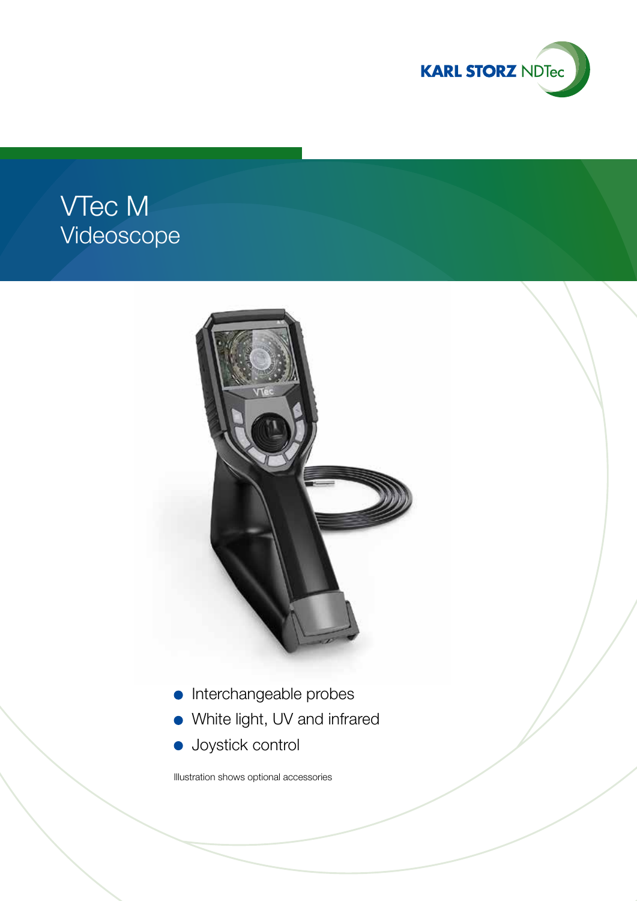KARL STORZ NDTec

# VTec M
## Videoscope

- Interchangeable probes
- White light, UV and infrared
- Joystick control

Illustration shows optional accessories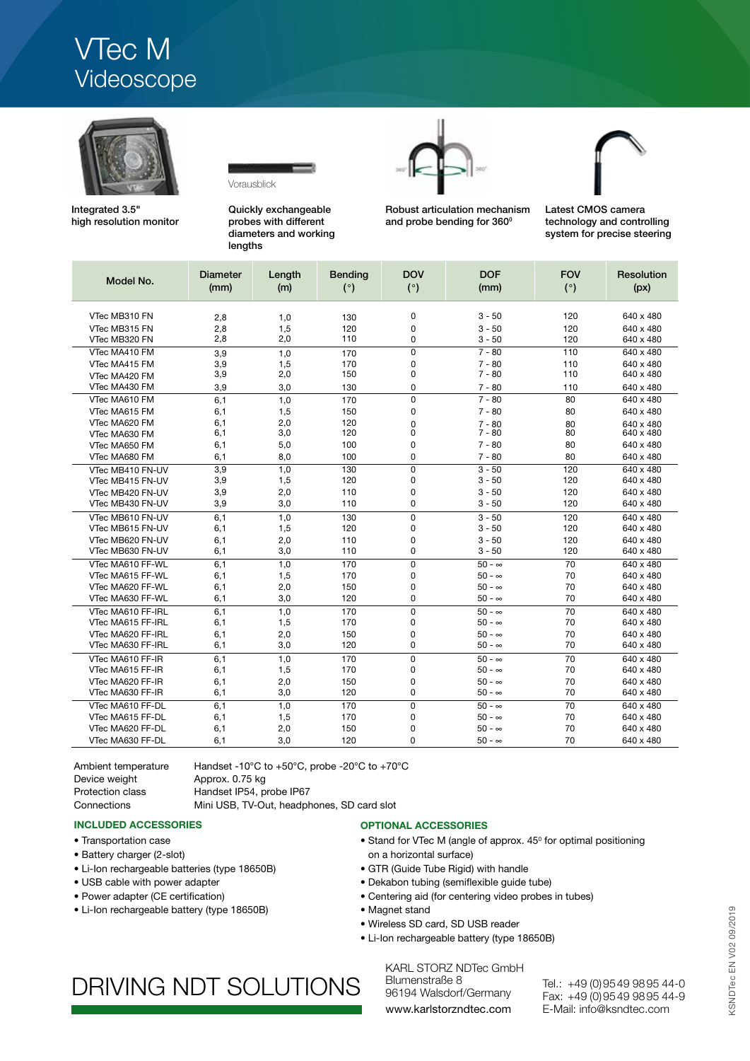# VTec M
## Videoscope

Integrated 3.5" high resolution monitor

Vorausblick

Quickly exchangeable probes with different diameters and working lengths

Robust articulation mechanism and probe bending for 360°

Latest CMOS camera technology and controlling system for precise steering

| Model No. | Diameter (mm) | Length (m) | Bending (°) | DOV (°) | DOF (mm) | FOV (°) | Resolution (px) |
|---|---|---|---|---|---|---|---|
| VTec MB310 FN | 2,8 | 1,0 | 130 | 0 | 3 - 50 | 120 | 640 x 480 |
| VTec MB315 FN | 2,8 | 1,5 | 120 | 0 | 3 - 50 | 120 | 640 x 480 |
| VTec MB320 FN | 2,8 | 2,0 | 110 | 0 | 3 - 50 | 120 | 640 x 480 |
| VTec MA410 FM | 3,9 | 1,0 | 170 | 0 | 7 - 80 | 110 | 640 x 480 |
| VTec MA415 FM | 3,9 | 1,5 | 170 | 0 | 7 - 80 | 110 | 640 x 480 |
| VTec MA420 FM | 3,9 | 2,0 | 150 | 0 | 7 - 80 | 110 | 640 x 480 |
| VTec MA430 FM | 3,9 | 3,0 | 130 | 0 | 7 - 80 | 110 | 640 x 480 |
| VTec MA610 FM | 6,1 | 1,0 | 170 | 0 | 7 - 80 | 80 | 640 x 480 |
| VTec MA615 FM | 6,1 | 1,5 | 150 | 0 | 7 - 80 | 80 | 640 x 480 |
| VTec MA620 FM | 6,1 | 2,0 | 120 | 0 | 7 - 80 | 80 | 640 x 480 |
| VTec MA630 FM | 6,1 | 3,0 | 120 | 0 | 7 - 80 | 80 | 640 x 480 |
| VTec MA650 FM | 6,1 | 5,0 | 100 | 0 | 7 - 80 | 80 | 640 x 480 |
| VTec MA680 FM | 6,1 | 8,0 | 100 | 0 | 7 - 80 | 80 | 640 x 480 |
| VTec MB410 FN-UV | 3,9 | 1,0 | 130 | 0 | 3 - 50 | 120 | 640 x 480 |
| VTec MB415 FN-UV | 3,9 | 1,5 | 120 | 0 | 3 - 50 | 120 | 640 x 480 |
| VTec MB420 FN-UV | 3,9 | 2,0 | 110 | 0 | 3 - 50 | 120 | 640 x 480 |
| VTec MB430 FN-UV | 3,9 | 3,0 | 110 | 0 | 3 - 50 | 120 | 640 x 480 |
| VTec MB610 FN-UV | 6,1 | 1,0 | 130 | 0 | 3 - 50 | 120 | 640 x 480 |
| VTec MB615 FN-UV | 6,1 | 1,5 | 120 | 0 | 3 - 50 | 120 | 640 x 480 |
| VTec MB620 FN-UV | 6,1 | 2,0 | 110 | 0 | 3 - 50 | 120 | 640 x 480 |
| VTec MB630 FN-UV | 6,1 | 3,0 | 110 | 0 | 3 - 50 | 120 | 640 x 480 |
| VTec MA610 FF-WL | 6,1 | 1,0 | 170 | 0 | 50 - ∞ | 70 | 640 x 480 |
| VTec MA615 FF-WL | 6,1 | 1,5 | 170 | 0 | 50 - ∞ | 70 | 640 x 480 |
| VTec MA620 FF-WL | 6,1 | 2,0 | 150 | 0 | 50 - ∞ | 70 | 640 x 480 |
| VTec MA630 FF-WL | 6,1 | 3,0 | 120 | 0 | 50 - ∞ | 70 | 640 x 480 |
| VTec MA610 FF-IRL | 6,1 | 1,0 | 170 | 0 | 50 - ∞ | 70 | 640 x 480 |
| VTec MA615 FF-IRL | 6,1 | 1,5 | 170 | 0 | 50 - ∞ | 70 | 640 x 480 |
| VTec MA620 FF-IRL | 6,1 | 2,0 | 150 | 0 | 50 - ∞ | 70 | 640 x 480 |
| VTec MA630 FF-IRL | 6,1 | 3,0 | 120 | 0 | 50 - ∞ | 70 | 640 x 480 |
| VTec MA610 FF-IR | 6,1 | 1,0 | 170 | 0 | 50 - ∞ | 70 | 640 x 480 |
| VTec MA615 FF-IR | 6,1 | 1,5 | 170 | 0 | 50 - ∞ | 70 | 640 x 480 |
| VTec MA620 FF-IR | 6,1 | 2,0 | 150 | 0 | 50 - ∞ | 70 | 640 x 480 |
| VTec MA630 FF-IR | 6,1 | 3,0 | 120 | 0 | 50 - ∞ | 70 | 640 x 480 |
| VTec MA610 FF-DL | 6,1 | 1,0 | 170 | 0 | 50 - ∞ | 70 | 640 x 480 |
| VTec MA615 FF-DL | 6,1 | 1,5 | 170 | 0 | 50 - ∞ | 70 | 640 x 480 |
| VTec MA620 FF-DL | 6,1 | 2,0 | 150 | 0 | 50 - ∞ | 70 | 640 x 480 |
| VTec MA630 FF-DL | 6,1 | 3,0 | 120 | 0 | 50 - ∞ | 70 | 640 x 480 |

| | |
|---|---|
| Ambient temperature | Handset -10°C to +50°C, probe -20°C to +70°C |
| Device weight | Approx. 0.75 kg |
| Protection class | Handset IP54, probe IP67 |
| Connections | Mini USB, TV-Out, headphones, SD card slot |

### INCLUDED ACCESSORIES

- Transportation case
- Battery charger (2-slot)
- Li-Ion rechargeable batteries (type 18650B)
- USB cable with power adapter
- Power adapter (CE certification)
- Li-Ion rechargeable battery (type 18650B)

### OPTIONAL ACCESSORIES

- Stand for VTec M (angle of approx. 45° for optimal positioning on a horizontal surface)
- GTR (Guide Tube Rigid) with handle
- Dekabon tubing (semiflexible guide tube)
- Centering aid (for centering video probes in tubes)
- Magnet stand
- Wireless SD card, SD USB reader
- Li-Ion rechargeable battery (type 18650B)

DRIVING NDT SOLUTIONS

KARL STORZ NDTec GmbH
Blumenstraße 8
96194 Walsdorf/Germany
www.karlstorzndtec.com

Tel.: +49 (0) 95 49 98 95 44-0
Fax: +49 (0) 95 49 98 95 44-9
E-Mail: info@ksndtec.com

KSNDTec EN V02 09/2019